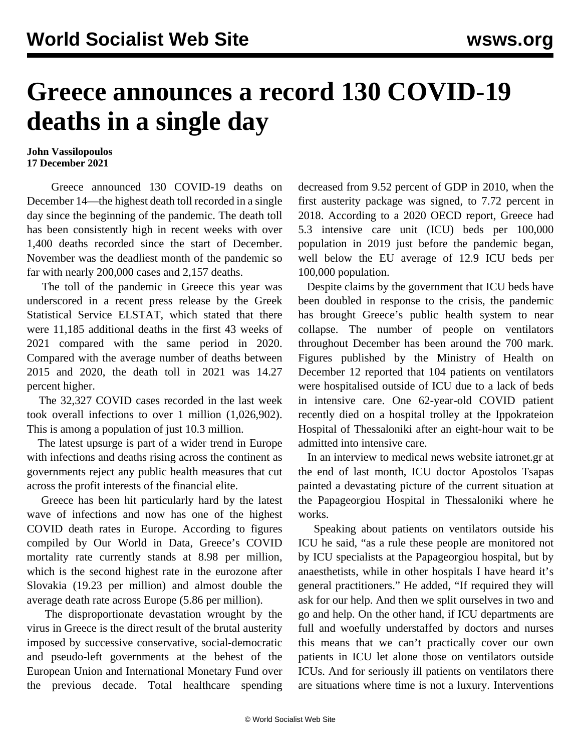# Greece announces a record 130 COVID-19 deaths in a single day

**John Vassilopoulos**
**17 December 2021**

Greece announced 130 COVID-19 deaths on December 14—the highest death toll recorded in a single day since the beginning of the pandemic. The death toll has been consistently high in recent weeks with over 1,400 deaths recorded since the start of December. November was the deadliest month of the pandemic so far with nearly 200,000 cases and 2,157 deaths.

The toll of the pandemic in Greece this year was underscored in a recent press release by the Greek Statistical Service ELSTAT, which stated that there were 11,185 additional deaths in the first 43 weeks of 2021 compared with the same period in 2020. Compared with the average number of deaths between 2015 and 2020, the death toll in 2021 was 14.27 percent higher.

The 32,327 COVID cases recorded in the last week took overall infections to over 1 million (1,026,902). This is among a population of just 10.3 million.

The latest upsurge is part of a wider trend in Europe with infections and deaths rising across the continent as governments reject any public health measures that cut across the profit interests of the financial elite.

Greece has been hit particularly hard by the latest wave of infections and now has one of the highest COVID death rates in Europe. According to figures compiled by Our World in Data, Greece's COVID mortality rate currently stands at 8.98 per million, which is the second highest rate in the eurozone after Slovakia (19.23 per million) and almost double the average death rate across Europe (5.86 per million).

The disproportionate devastation wrought by the virus in Greece is the direct result of the brutal austerity imposed by successive conservative, social-democratic and pseudo-left governments at the behest of the European Union and International Monetary Fund over the previous decade. Total healthcare spending decreased from 9.52 percent of GDP in 2010, when the first austerity package was signed, to 7.72 percent in 2018. According to a 2020 OECD report, Greece had 5.3 intensive care unit (ICU) beds per 100,000 population in 2019 just before the pandemic began, well below the EU average of 12.9 ICU beds per 100,000 population.

Despite claims by the government that ICU beds have been doubled in response to the crisis, the pandemic has brought Greece's public health system to near collapse. The number of people on ventilators throughout December has been around the 700 mark. Figures published by the Ministry of Health on December 12 reported that 104 patients on ventilators were hospitalised outside of ICU due to a lack of beds in intensive care. One 62-year-old COVID patient recently died on a hospital trolley at the Ippokrateion Hospital of Thessaloniki after an eight-hour wait to be admitted into intensive care.

In an interview to medical news website iatronet.gr at the end of last month, ICU doctor Apostolos Tsapas painted a devastating picture of the current situation at the Papageorgiou Hospital in Thessaloniki where he works.

Speaking about patients on ventilators outside his ICU he said, "as a rule these people are monitored not by ICU specialists at the Papageorgiou hospital, but by anaesthetists, while in other hospitals I have heard it's general practitioners." He added, "If required they will ask for our help. And then we split ourselves in two and go and help. On the other hand, if ICU departments are full and woefully understaffed by doctors and nurses this means that we can't practically cover our own patients in ICU let alone those on ventilators outside ICUs. And for seriously ill patients on ventilators there are situations where time is not a luxury. Interventions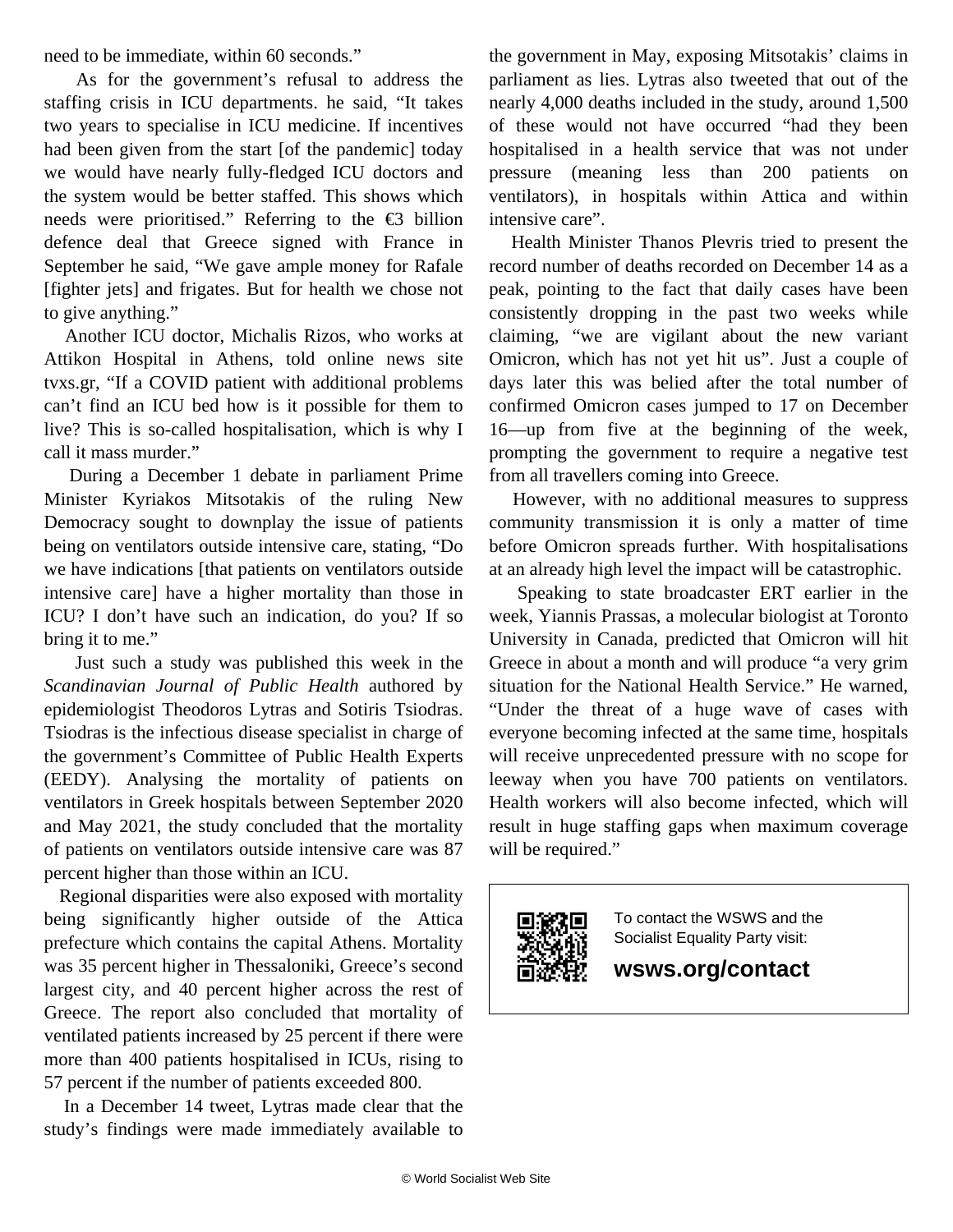need to be immediate, within 60 seconds."

As for the government's refusal to address the staffing crisis in ICU departments. he said, "It takes two years to specialise in ICU medicine. If incentives had been given from the start [of the pandemic] today we would have nearly fully-fledged ICU doctors and the system would be better staffed. This shows which needs were prioritised." Referring to the €3 billion defence deal that Greece signed with France in September he said, "We gave ample money for Rafale [fighter jets] and frigates. But for health we chose not to give anything."

Another ICU doctor, Michalis Rizos, who works at Attikon Hospital in Athens, told online news site tvxs.gr, "If a COVID patient with additional problems can't find an ICU bed how is it possible for them to live? This is so-called hospitalisation, which is why I call it mass murder."

During a December 1 debate in parliament Prime Minister Kyriakos Mitsotakis of the ruling New Democracy sought to downplay the issue of patients being on ventilators outside intensive care, stating, "Do we have indications [that patients on ventilators outside intensive care] have a higher mortality than those in ICU? I don't have such an indication, do you? If so bring it to me."

Just such a study was published this week in the *Scandinavian Journal of Public Health* authored by epidemiologist Theodoros Lytras and Sotiris Tsiodras. Tsiodras is the infectious disease specialist in charge of the government's Committee of Public Health Experts (EEDY). Analysing the mortality of patients on ventilators in Greek hospitals between September 2020 and May 2021, the study concluded that the mortality of patients on ventilators outside intensive care was 87 percent higher than those within an ICU.

Regional disparities were also exposed with mortality being significantly higher outside of the Attica prefecture which contains the capital Athens. Mortality was 35 percent higher in Thessaloniki, Greece's second largest city, and 40 percent higher across the rest of Greece. The report also concluded that mortality of ventilated patients increased by 25 percent if there were more than 400 patients hospitalised in ICUs, rising to 57 percent if the number of patients exceeded 800.

In a December 14 tweet, Lytras made clear that the study's findings were made immediately available to the government in May, exposing Mitsotakis' claims in parliament as lies. Lytras also tweeted that out of the nearly 4,000 deaths included in the study, around 1,500 of these would not have occurred "had they been hospitalised in a health service that was not under pressure (meaning less than 200 patients on ventilators), in hospitals within Attica and within intensive care".

Health Minister Thanos Plevris tried to present the record number of deaths recorded on December 14 as a peak, pointing to the fact that daily cases have been consistently dropping in the past two weeks while claiming, "we are vigilant about the new variant Omicron, which has not yet hit us". Just a couple of days later this was belied after the total number of confirmed Omicron cases jumped to 17 on December 16—up from five at the beginning of the week, prompting the government to require a negative test from all travellers coming into Greece.

However, with no additional measures to suppress community transmission it is only a matter of time before Omicron spreads further. With hospitalisations at an already high level the impact will be catastrophic.

Speaking to state broadcaster ERT earlier in the week, Yiannis Prassas, a molecular biologist at Toronto University in Canada, predicted that Omicron will hit Greece in about a month and will produce "a very grim situation for the National Health Service." He warned, "Under the threat of a huge wave of cases with everyone becoming infected at the same time, hospitals will receive unprecedented pressure with no scope for leeway when you have 700 patients on ventilators. Health workers will also become infected, which will result in huge staffing gaps when maximum coverage will be required."

To contact the WSWS and the Socialist Equality Party visit:

**wsws.org/contact**